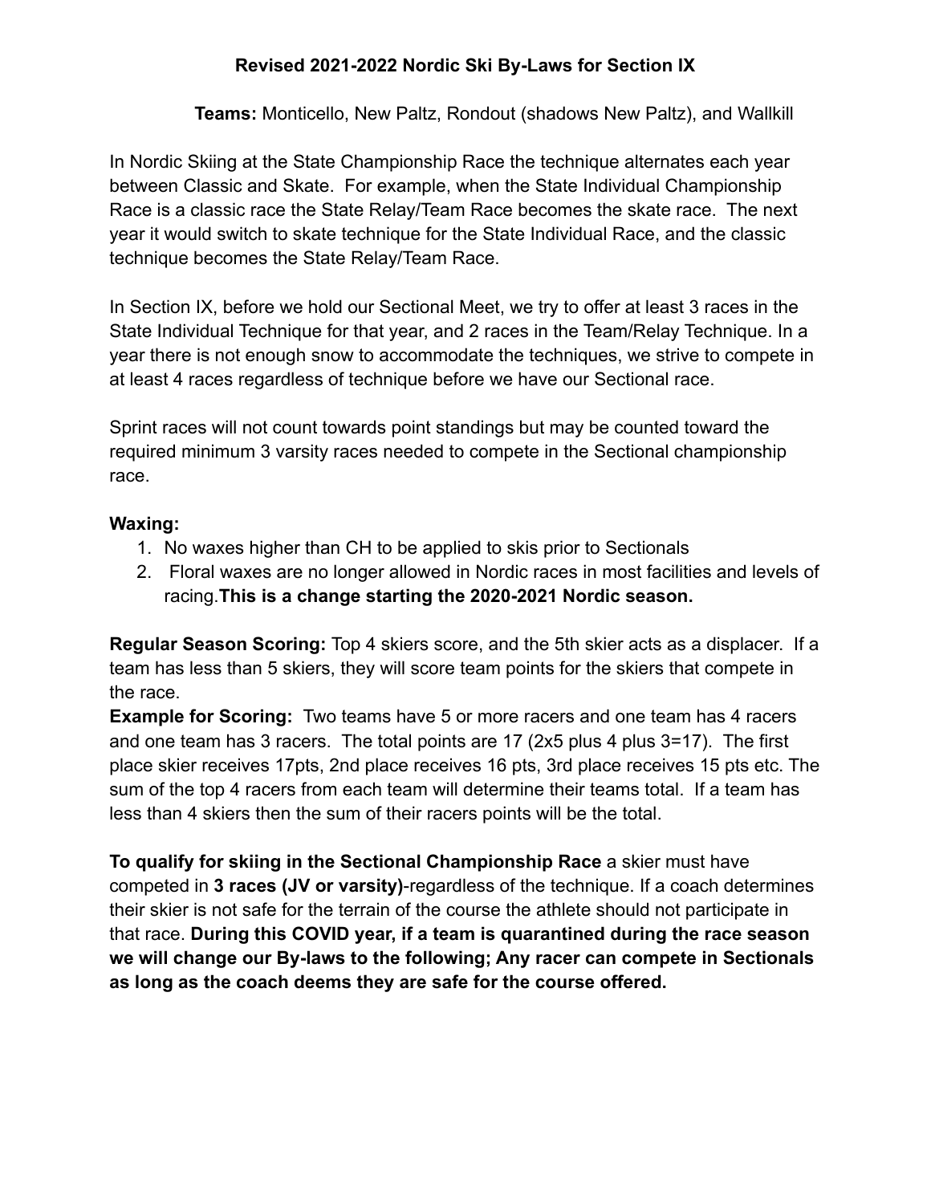# Revised 2021-2022 Nordic Ski By-Laws for Section IX

**Teams:** Monticello, New Paltz, Rondout (shadows New Paltz), and Wallkill

In Nordic Skiing at the State Championship Race the technique alternates each year between Classic and Skate. For example, when the State Individual Championship Race is a classic race the State Relay/Team Race becomes the skate race. The next year it would switch to skate technique for the State Individual Race, and the classic technique becomes the State Relay/Team Race.

In Section IX, before we hold our Sectional Meet, we try to offer at least 3 races in the State Individual Technique for that year, and 2 races in the Team/Relay Technique. In a year there is not enough snow to accommodate the techniques, we strive to compete in at least 4 races regardless of technique before we have our Sectional race.

Sprint races will not count towards point standings but may be counted toward the required minimum 3 varsity races needed to compete in the Sectional championship race.

**Waxing:**

1. No waxes higher than CH to be applied to skis prior to Sectionals
2. Floral waxes are no longer allowed in Nordic races in most facilities and levels of racing.**This is a change starting the 2020-2021 Nordic season.**

**Regular Season Scoring:** Top 4 skiers score, and the 5th skier acts as a displacer. If a team has less than 5 skiers, they will score team points for the skiers that compete in the race.

**Example for Scoring:** Two teams have 5 or more racers and one team has 4 racers and one team has 3 racers. The total points are 17 (2x5 plus 4 plus 3=17). The first place skier receives 17pts, 2nd place receives 16 pts, 3rd place receives 15 pts etc. The sum of the top 4 racers from each team will determine their teams total. If a team has less than 4 skiers then the sum of their racers points will be the total.

**To qualify for skiing in the Sectional Championship Race** a skier must have competed in **3 races (JV or varsity)**-regardless of the technique. If a coach determines their skier is not safe for the terrain of the course the athlete should not participate in that race. **During this COVID year, if a team is quarantined during the race season we will change our By-laws to the following; Any racer can compete in Sectionals as long as the coach deems they are safe for the course offered.**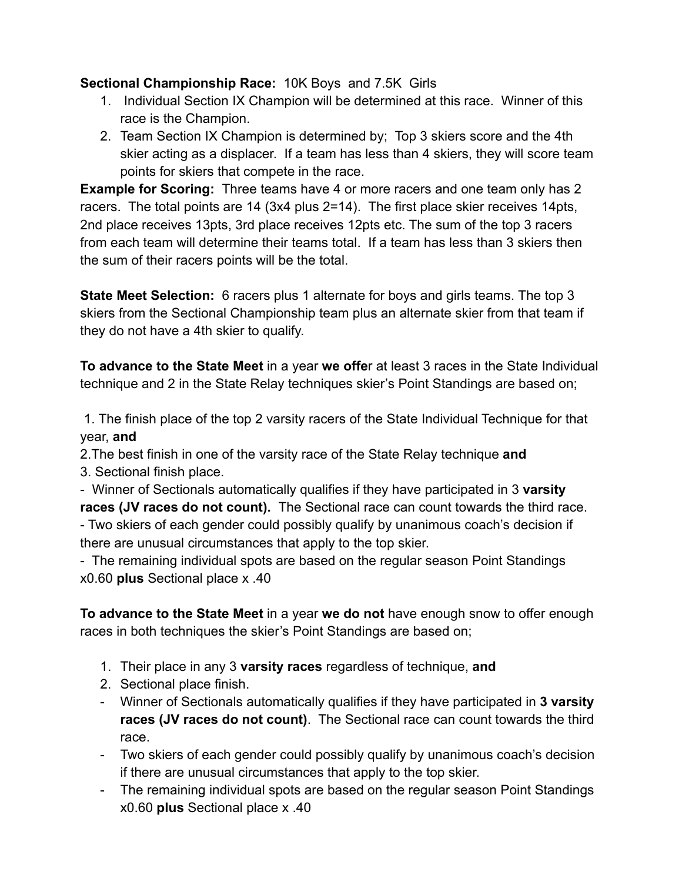**Sectional Championship Race:** 10K Boys and 7.5K Girls

1. Individual Section IX Champion will be determined at this race. Winner of this race is the Champion.
2. Team Section IX Champion is determined by; Top 3 skiers score and the 4th skier acting as a displacer. If a team has less than 4 skiers, they will score team points for skiers that compete in the race.

**Example for Scoring:** Three teams have 4 or more racers and one team only has 2 racers. The total points are 14 (3x4 plus 2=14). The first place skier receives 14pts, 2nd place receives 13pts, 3rd place receives 12pts etc. The sum of the top 3 racers from each team will determine their teams total. If a team has less than 3 skiers then the sum of their racers points will be the total.

**State Meet Selection:** 6 racers plus 1 alternate for boys and girls teams. The top 3 skiers from the Sectional Championship team plus an alternate skier from that team if they do not have a 4th skier to qualify.

**To advance to the State Meet** in a year **we offe**r at least 3 races in the State Individual technique and 2 in the State Relay techniques skier's Point Standings are based on;

1. The finish place of the top 2 varsity racers of the State Individual Technique for that year, **and**
2. The best finish in one of the varsity race of the State Relay technique **and**
3. Sectional finish place.

- Winner of Sectionals automatically qualifies if they have participated in 3 **varsity races (JV races do not count).** The Sectional race can count towards the third race.
- Two skiers of each gender could possibly qualify by unanimous coach's decision if there are unusual circumstances that apply to the top skier.
- The remaining individual spots are based on the regular season Point Standings x0.60 **plus** Sectional place x .40

**To advance to the State Meet** in a year **we do not** have enough snow to offer enough races in both techniques the skier's Point Standings are based on;

1. Their place in any 3 **varsity races** regardless of technique, **and**
2. Sectional place finish.

- Winner of Sectionals automatically qualifies if they have participated in **3 varsity races (JV races do not count)**. The Sectional race can count towards the third race.
- Two skiers of each gender could possibly qualify by unanimous coach's decision if there are unusual circumstances that apply to the top skier.
- The remaining individual spots are based on the regular season Point Standings x0.60 **plus** Sectional place x .40